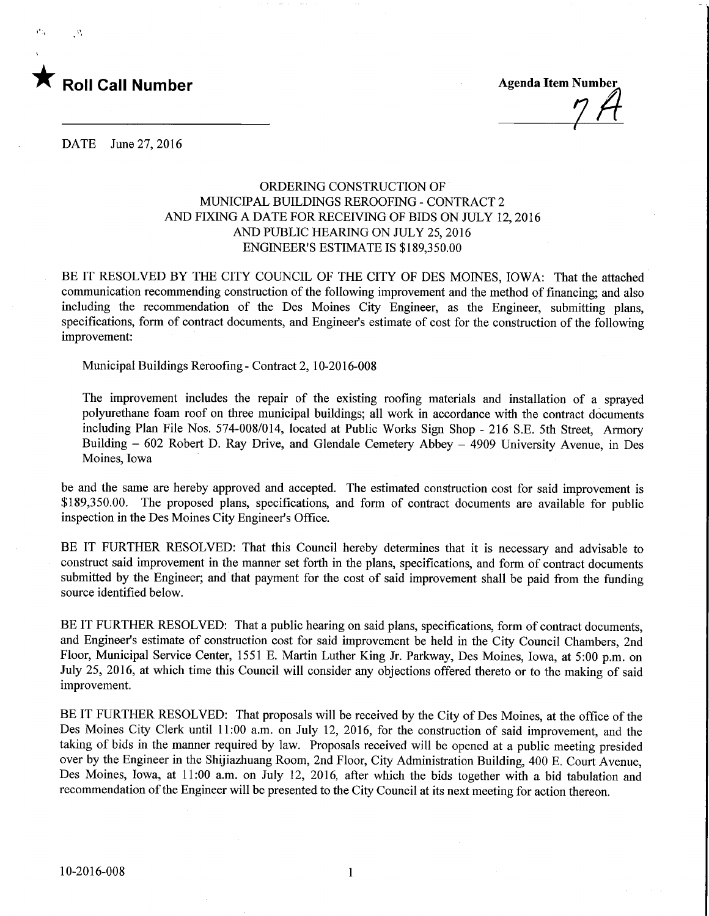★ **Roll Call Number**

Agenda Item Number 7A

DATE June 27, 2016

ORDERING CONSTRUCTION OF
MUNICIPAL BUILDINGS REROOFING - CONTRACT 2
AND FIXING A DATE FOR RECEIVING OF BIDS ON JULY 12, 2016
AND PUBLIC HEARING ON JULY 25, 2016
ENGINEER'S ESTIMATE IS $189,350.00

BE IT RESOLVED BY THE CITY COUNCIL OF THE CITY OF DES MOINES, IOWA: That the attached communication recommending construction of the following improvement and the method of financing; and also including the recommendation of the Des Moines City Engineer, as the Engineer, submitting plans, specifications, form of contract documents, and Engineer's estimate of cost for the construction of the following improvement:

Municipal Buildings Reroofing - Contract 2, 10-2016-008

The improvement includes the repair of the existing roofing materials and installation of a sprayed polyurethane foam roof on three municipal buildings; all work in accordance with the contract documents including Plan File Nos. 574-008/014, located at Public Works Sign Shop - 216 S.E. 5th Street, Armory Building – 602 Robert D. Ray Drive, and Glendale Cemetery Abbey – 4909 University Avenue, in Des Moines, Iowa

be and the same are hereby approved and accepted. The estimated construction cost for said improvement is $189,350.00. The proposed plans, specifications, and form of contract documents are available for public inspection in the Des Moines City Engineer's Office.

BE IT FURTHER RESOLVED: That this Council hereby determines that it is necessary and advisable to construct said improvement in the manner set forth in the plans, specifications, and form of contract documents submitted by the Engineer; and that payment for the cost of said improvement shall be paid from the funding source identified below.

BE IT FURTHER RESOLVED: That a public hearing on said plans, specifications, form of contract documents, and Engineer's estimate of construction cost for said improvement be held in the City Council Chambers, 2nd Floor, Municipal Service Center, 1551 E. Martin Luther King Jr. Parkway, Des Moines, Iowa, at 5:00 p.m. on July 25, 2016, at which time this Council will consider any objections offered thereto or to the making of said improvement.

BE IT FURTHER RESOLVED: That proposals will be received by the City of Des Moines, at the office of the Des Moines City Clerk until 11:00 a.m. on July 12, 2016, for the construction of said improvement, and the taking of bids in the manner required by law. Proposals received will be opened at a public meeting presided over by the Engineer in the Shijiazhuang Room, 2nd Floor, City Administration Building, 400 E. Court Avenue, Des Moines, Iowa, at 11:00 a.m. on July 12, 2016, after which the bids together with a bid tabulation and recommendation of the Engineer will be presented to the City Council at its next meeting for action thereon.

10-2016-008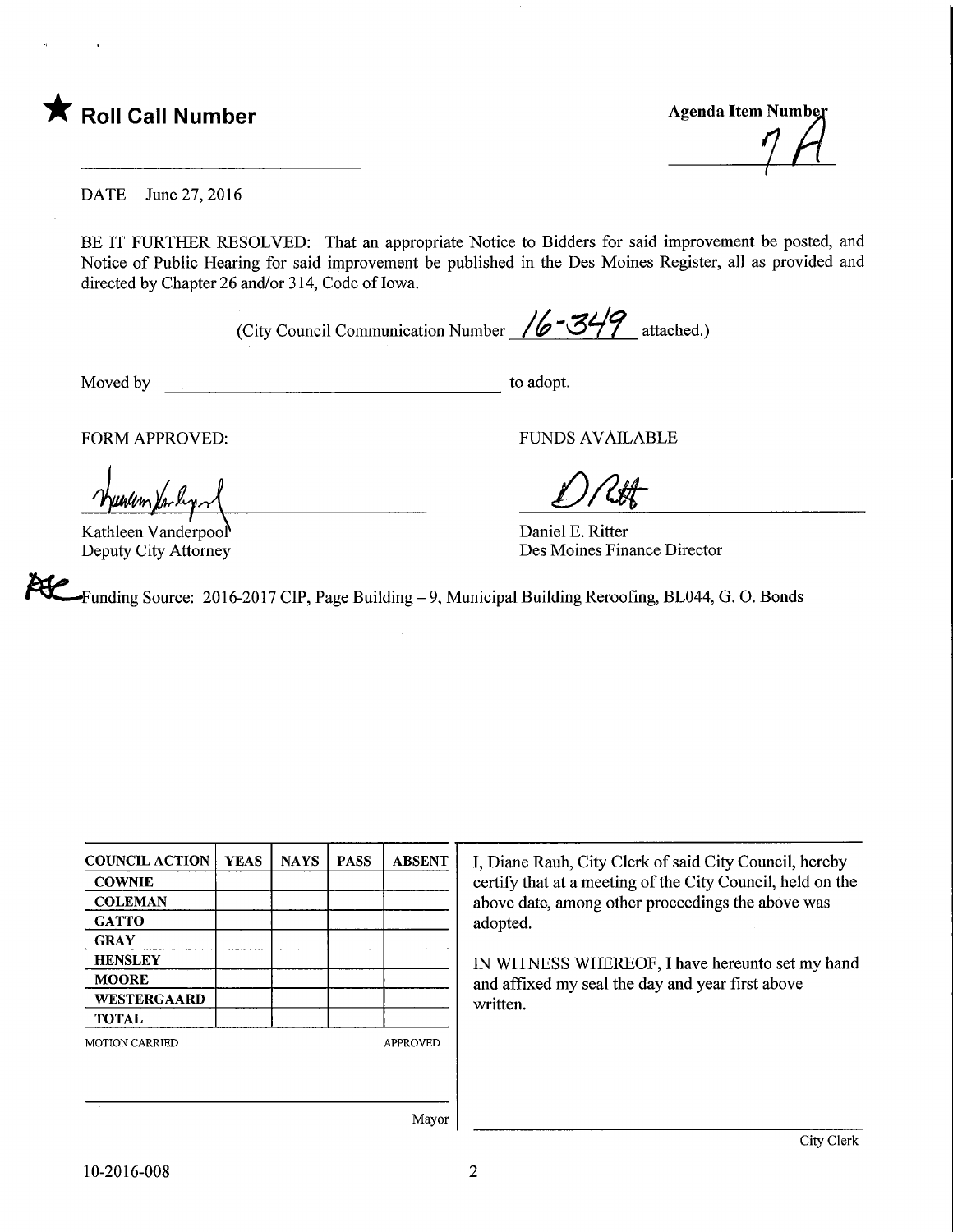★ **Roll Call Number**

**Agenda Item Number**
7A

DATE June 27, 2016

BE IT FURTHER RESOLVED: That an appropriate Notice to Bidders for said improvement be posted, and Notice of Public Hearing for said improvement be published in the Des Moines Register, all as provided and directed by Chapter 26 and/or 314, Code of Iowa.

(City Council Communication Number 16-349 attached.)

Moved by ______________________ to adopt.

FORM APPROVED:

Kathleen Vanderpool
Deputy City Attorney

FUNDS AVAILABLE

Daniel E. Ritter
Des Moines Finance Director

Funding Source: 2016-2017 CIP, Page Building – 9, Municipal Building Reroofing, BL044, G. O. Bonds

| COUNCIL ACTION | YEAS | NAYS | PASS | ABSENT |
| --- | --- | --- | --- | --- |
| COWNIE | | | | |
| COLEMAN | | | | |
| GATTO | | | | |
| GRAY | | | | |
| HENSLEY | | | | |
| MOORE | | | | |
| WESTERGAARD | | | | |
| TOTAL | | | | |

MOTION CARRIED APPROVED

Mayor

I, Diane Rauh, City Clerk of said City Council, hereby certify that at a meeting of the City Council, held on the above date, among other proceedings the above was adopted.

IN WITNESS WHEREOF, I have hereunto set my hand and affixed my seal the day and year first above written.

City Clerk

10-2016-008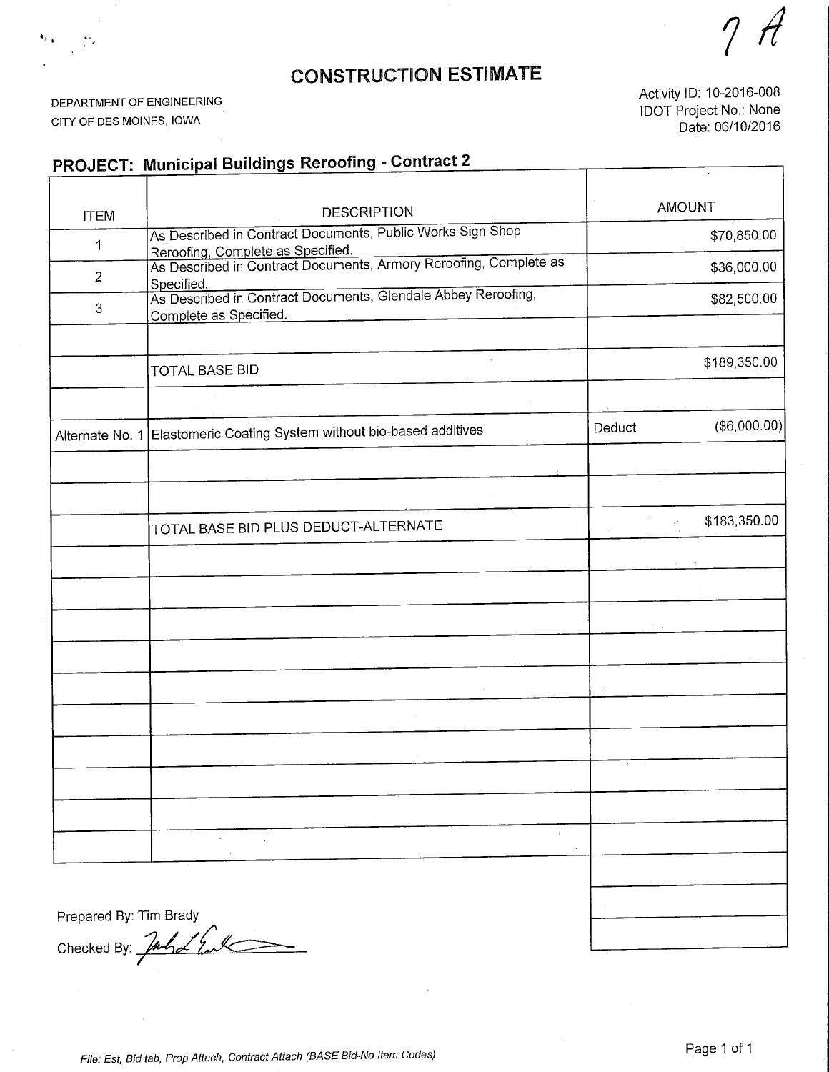7 A

# CONSTRUCTION ESTIMATE

DEPARTMENT OF ENGINEERING
CITY OF DES MOINES, IOWA

Activity ID: 10-2016-008
IDOT Project No.: None
Date: 06/10/2016

## PROJECT: Municipal Buildings Reroofing - Contract 2

| ITEM | DESCRIPTION | AMOUNT |
|---|---|---|
| 1 | As Described in Contract Documents, Public Works Sign Shop Reroofing, Complete as Specified. | $70,850.00 |
| 2 | As Described in Contract Documents, Armory Reroofing, Complete as Specified. | $36,000.00 |
| 3 | As Described in Contract Documents, Glendale Abbey Reroofing, Complete as Specified. | $82,500.00 |
| | | |
| | TOTAL BASE BID | $189,350.00 |
| | | |
| Alternate No. 1 | Elastomeric Coating System without bio-based additives | Deduct ($6,000.00) |
| | | |
| | | |
| | TOTAL BASE BID PLUS DEDUCT-ALTERNATE | $183,350.00 |

Prepared By: Tim Brady

Checked By: [signature]

*File: Est, Bid tab, Prop Attach, Contract Attach (BASE Bid-No Item Codes)*